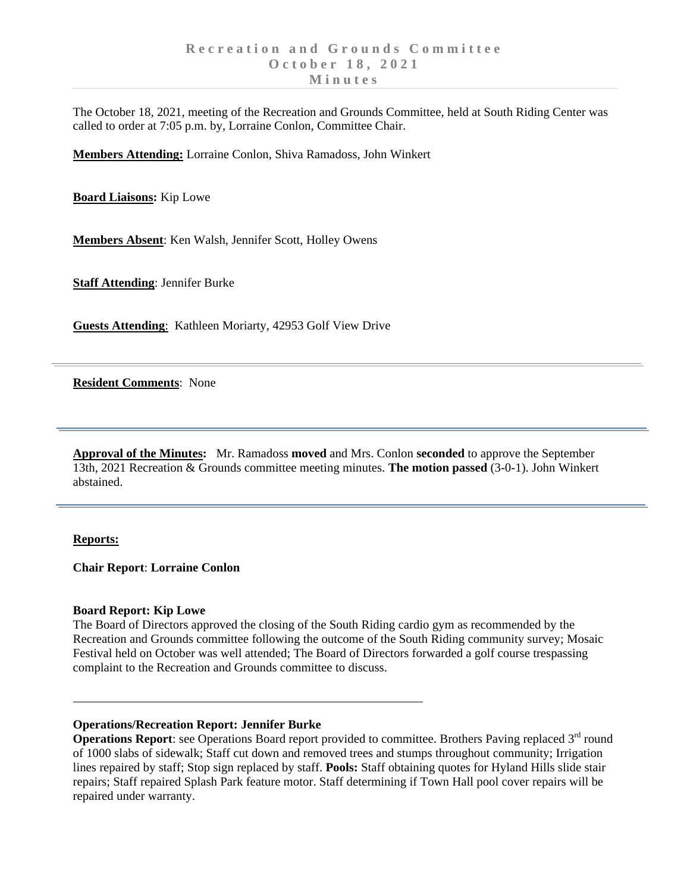# Recreation and Grounds Committee
## October 18, 2021
## Minutes

The October 18, 2021, meeting of the Recreation and Grounds Committee, held at South Riding Center was called to order at 7:05 p.m. by, Lorraine Conlon, Committee Chair.

**Members Attending:** Lorraine Conlon, Shiva Ramadoss, John Winkert

**Board Liaisons:** Kip Lowe

**Members Absent**: Ken Walsh, Jennifer Scott, Holley Owens

**Staff Attending**: Jennifer Burke

**Guests Attending**: Kathleen Moriarty, 42953 Golf View Drive

---

**Resident Comments**: None

---

**Approval of the Minutes:** Mr. Ramadoss **moved** and Mrs. Conlon **seconded** to approve the September 13th, 2021 Recreation & Grounds committee meeting minutes. **The motion passed** (3-0-1). John Winkert abstained.

---

**Reports:**

**Chair Report**: **Lorraine Conlon**

**Board Report: Kip Lowe**

The Board of Directors approved the closing of the South Riding cardio gym as recommended by the Recreation and Grounds committee following the outcome of the South Riding community survey; Mosaic Festival held on October was well attended; The Board of Directors forwarded a golf course trespassing complaint to the Recreation and Grounds committee to discuss.

---

**Operations/Recreation Report: Jennifer Burke**

**Operations Report**: see Operations Board report provided to committee. Brothers Paving replaced 3rd round of 1000 slabs of sidewalk; Staff cut down and removed trees and stumps throughout community; Irrigation lines repaired by staff; Stop sign replaced by staff. **Pools:** Staff obtaining quotes for Hyland Hills slide stair repairs; Staff repaired Splash Park feature motor. Staff determining if Town Hall pool cover repairs will be repaired under warranty.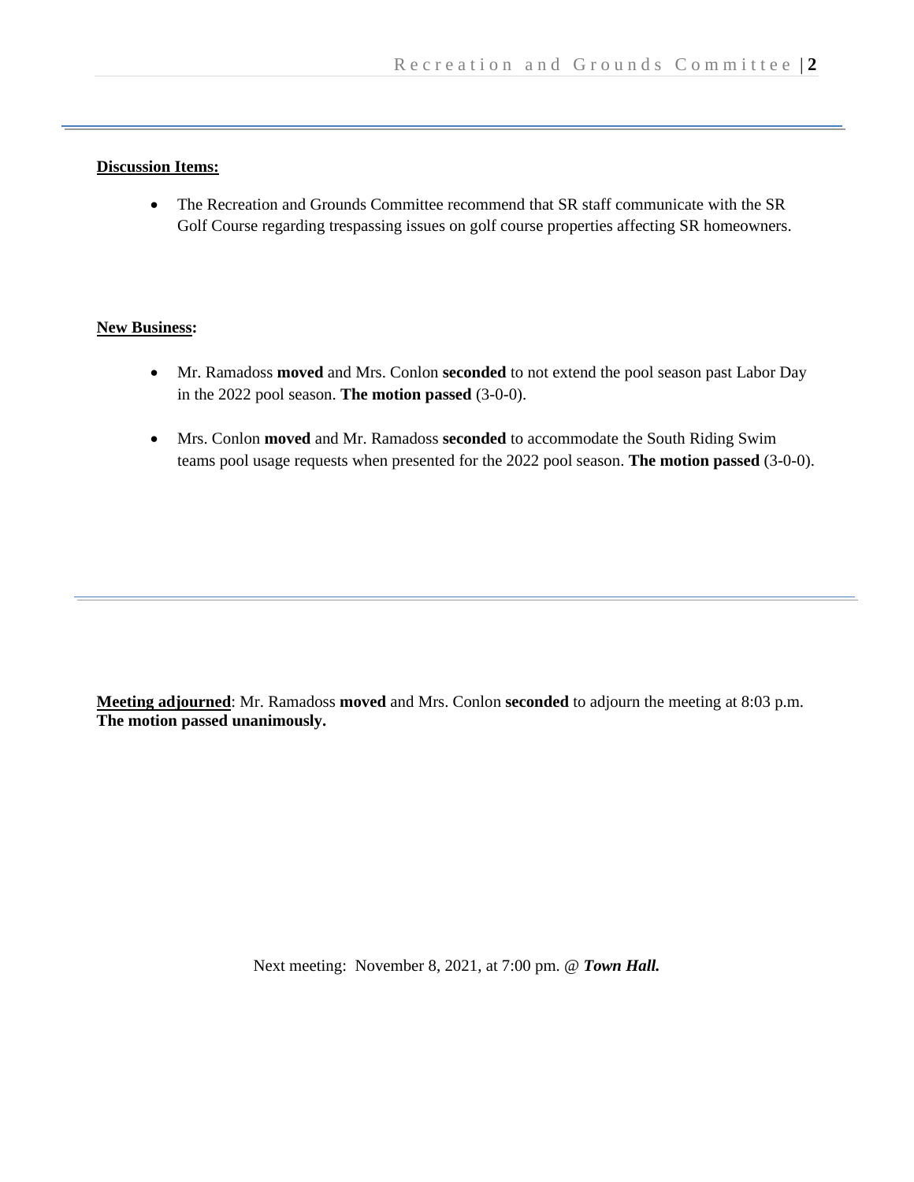**Discussion Items:**

- The Recreation and Grounds Committee recommend that SR staff communicate with the SR Golf Course regarding trespassing issues on golf course properties affecting SR homeowners.

**New Business:**

- Mr. Ramadoss **moved** and Mrs. Conlon **seconded** to not extend the pool season past Labor Day in the 2022 pool season. **The motion passed** (3-0-0).

- Mrs. Conlon **moved** and Mr. Ramadoss **seconded** to accommodate the South Riding Swim teams pool usage requests when presented for the 2022 pool season. **The motion passed** (3-0-0).

---

**Meeting adjourned**: Mr. Ramadoss **moved** and Mrs. Conlon **seconded** to adjourn the meeting at 8:03 p.m. **The motion passed unanimously.**

Next meeting: November 8, 2021, at 7:00 pm. @ ***Town Hall.***